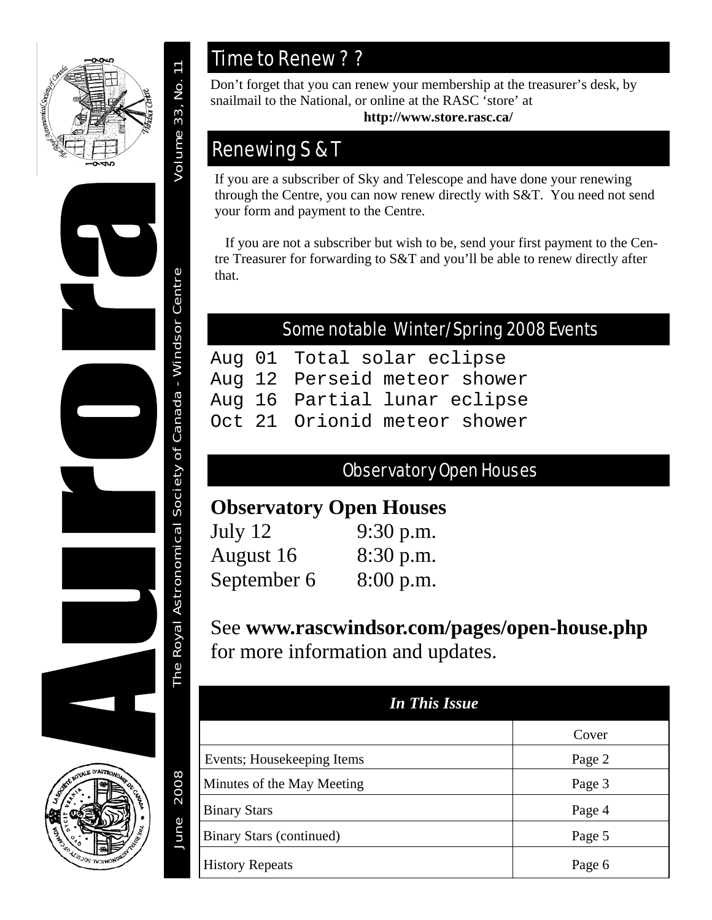# Aurora

The Royal Astronomical Society of Canada - Windsor Centre

Volume 33, No. 11

June 2008

## Time to Renew ? ?

Don't forget that you can renew your membership at the treasurer's desk, by snailmail to the National, or online at the RASC 'store' at

**http://www.store.rasc.ca/**

## Renewing S & T

If you are a subscriber of Sky and Telescope and have done your renewing through the Centre, you can now renew directly with S&T. You need not send your form and payment to the Centre.

If you are not a subscriber but wish to be, send your first payment to the Centre Treasurer for forwarding to S&T and you'll be able to renew directly after that.

## Some notable Winter/Spring 2008 Events

```
Aug 01 Total solar eclipse
Aug 12 Perseid meteor shower
Aug 16 Partial lunar eclipse
Oct 21 Orionid meteor shower
```

## Observatory Open Houses

**Observatory Open Houses**

| | |
|---|---|
| July 12 | 9:30 p.m. |
| August 16 | 8:30 p.m. |
| September 6 | 8:00 p.m. |

See **www.rascwindsor.com/pages/open-house.php** for more information and updates.

| *In This Issue* | |
|---|---|
| | Cover |
| Events; Housekeeping Items | Page 2 |
| Minutes of the May Meeting | Page 3 |
| Binary Stars | Page 4 |
| Binary Stars (continued) | Page 5 |
| History Repeats | Page 6 |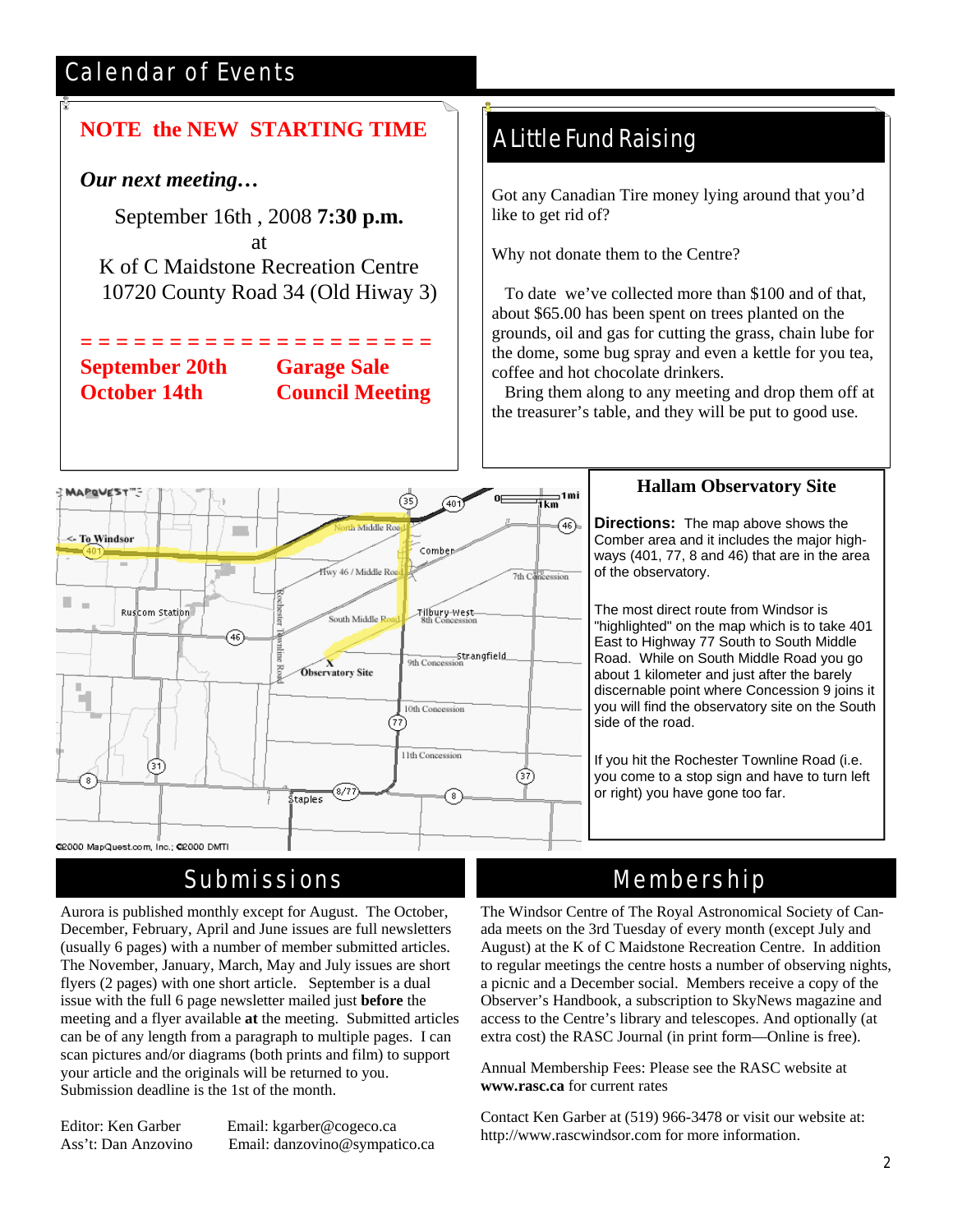# Calendar of Events

**NOTE the NEW STARTING TIME**

***Our next meeting…***

September 16th , 2008 **7:30 p.m.**
at
K of C Maidstone Recreation Centre
10720 County Road 34 (Old Hiway 3)

= = = = = = = = = = = = = = = = = = =

**September 20th** — **Garage Sale**
**October 14th** — **Council Meeting**

## A Little Fund Raising

Got any Canadian Tire money lying around that you'd like to get rid of?

Why not donate them to the Centre?

To date we've collected more than $100 and of that, about $65.00 has been spent on trees planted on the grounds, oil and gas for cutting the grass, chain lube for the dome, some bug spray and even a kettle for you tea, coffee and hot chocolate drinkers.

Bring them along to any meeting and drop them off at the treasurer's table, and they will be put to good use.

### Hallam Observatory Site

**Directions:** The map above shows the Comber area and it includes the major highways (401, 77, 8 and 46) that are in the area of the observatory.

The most direct route from Windsor is "highlighted" on the map which is to take 401 East to Highway 77 South to South Middle Road. While on South Middle Road you go about 1 kilometer and just after the barely discernable point where Concession 9 joins it you will find the observatory site on the South side of the road.

If you hit the Rochester Townline Road (i.e. you come to a stop sign and have to turn left or right) you have gone too far.

©2000 MapQuest.com, Inc.; ©2000 DMTI

## Submissions

Aurora is published monthly except for August. The October, December, February, April and June issues are full newsletters (usually 6 pages) with a number of member submitted articles. The November, January, March, May and July issues are short flyers (2 pages) with one short article. September is a dual issue with the full 6 page newsletter mailed just **before** the meeting and a flyer available **at** the meeting. Submitted articles can be of any length from a paragraph to multiple pages. I can scan pictures and/or diagrams (both prints and film) to support your article and the originals will be returned to you. Submission deadline is the 1st of the month.

Editor: Ken Garber — Email: kgarber@cogeco.ca
Ass't: Dan Anzovino — Email: danzovino@sympatico.ca

## Membership

The Windsor Centre of The Royal Astronomical Society of Canada meets on the 3rd Tuesday of every month (except July and August) at the K of C Maidstone Recreation Centre. In addition to regular meetings the centre hosts a number of observing nights, a picnic and a December social. Members receive a copy of the Observer's Handbook, a subscription to SkyNews magazine and access to the Centre's library and telescopes. And optionally (at extra cost) the RASC Journal (in print form—Online is free).

Annual Membership Fees: Please see the RASC website at **www.rasc.ca** for current rates

Contact Ken Garber at (519) 966-3478 or visit our website at: http://www.rascwindsor.com for more information.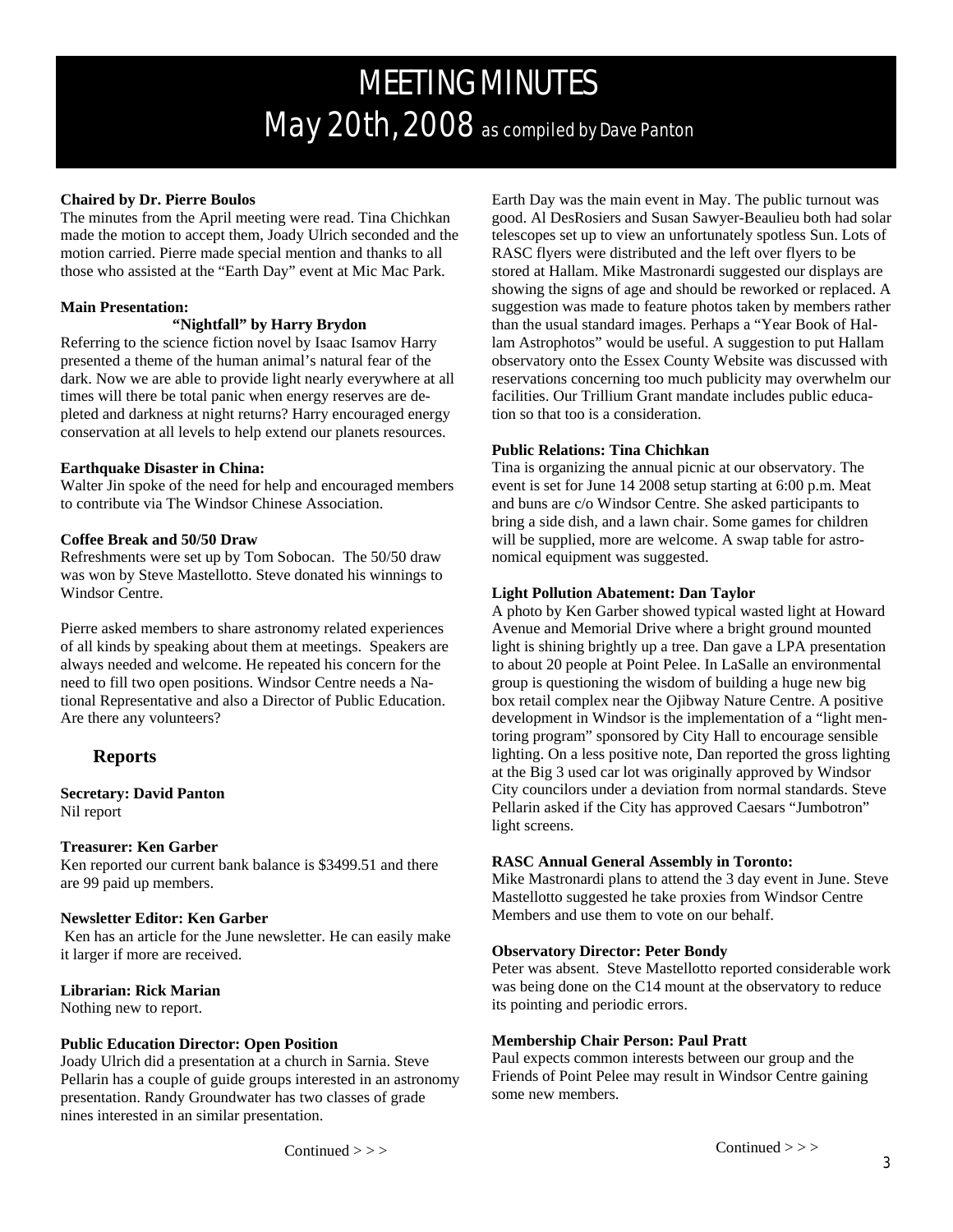# MEETING MINUTES

## May 20th, 2008 as compiled by Dave Panton

**Chaired by Dr. Pierre Boulos**

The minutes from the April meeting were read. Tina Chichkan made the motion to accept them, Joady Ulrich seconded and the motion carried. Pierre made special mention and thanks to all those who assisted at the "Earth Day" event at Mic Mac Park.

**Main Presentation:**

**"Nightfall" by Harry Brydon**

Referring to the science fiction novel by Isaac Isamov Harry presented a theme of the human animal's natural fear of the dark. Now we are able to provide light nearly everywhere at all times will there be total panic when energy reserves are depleted and darkness at night returns? Harry encouraged energy conservation at all levels to help extend our planets resources.

**Earthquake Disaster in China:**

Walter Jin spoke of the need for help and encouraged members to contribute via The Windsor Chinese Association.

**Coffee Break and 50/50 Draw**

Refreshments were set up by Tom Sobocan. The 50/50 draw was won by Steve Mastellotto. Steve donated his winnings to Windsor Centre.

Pierre asked members to share astronomy related experiences of all kinds by speaking about them at meetings. Speakers are always needed and welcome. He repeated his concern for the need to fill two open positions. Windsor Centre needs a National Representative and also a Director of Public Education. Are there any volunteers?

## Reports

**Secretary: David Panton**

Nil report

**Treasurer: Ken Garber**

Ken reported our current bank balance is $3499.51 and there are 99 paid up members.

**Newsletter Editor: Ken Garber**

Ken has an article for the June newsletter. He can easily make it larger if more are received.

**Librarian: Rick Marian**

Nothing new to report.

**Public Education Director: Open Position**

Joady Ulrich did a presentation at a church in Sarnia. Steve Pellarin has a couple of guide groups interested in an astronomy presentation. Randy Groundwater has two classes of grade nines interested in an similar presentation.

Earth Day was the main event in May. The public turnout was good. Al DesRosiers and Susan Sawyer-Beaulieu both had solar telescopes set up to view an unfortunately spotless Sun. Lots of RASC flyers were distributed and the left over flyers to be stored at Hallam. Mike Mastronardi suggested our displays are showing the signs of age and should be reworked or replaced. A suggestion was made to feature photos taken by members rather than the usual standard images. Perhaps a "Year Book of Hallam Astrophotos" would be useful. A suggestion to put Hallam observatory onto the Essex County Website was discussed with reservations concerning too much publicity may overwhelm our facilities. Our Trillium Grant mandate includes public education so that too is a consideration.

**Public Relations: Tina Chichkan**

Tina is organizing the annual picnic at our observatory. The event is set for June 14 2008 setup starting at 6:00 p.m. Meat and buns are c/o Windsor Centre. She asked participants to bring a side dish, and a lawn chair. Some games for children will be supplied, more are welcome. A swap table for astronomical equipment was suggested.

**Light Pollution Abatement: Dan Taylor**

A photo by Ken Garber showed typical wasted light at Howard Avenue and Memorial Drive where a bright ground mounted light is shining brightly up a tree. Dan gave a LPA presentation to about 20 people at Point Pelee. In LaSalle an environmental group is questioning the wisdom of building a huge new big box retail complex near the Ojibway Nature Centre. A positive development in Windsor is the implementation of a "light mentoring program" sponsored by City Hall to encourage sensible lighting. On a less positive note, Dan reported the gross lighting at the Big 3 used car lot was originally approved by Windsor City councilors under a deviation from normal standards. Steve Pellarin asked if the City has approved Caesars "Jumbotron" light screens.

**RASC Annual General Assembly in Toronto:**

Mike Mastronardi plans to attend the 3 day event in June. Steve Mastellotto suggested he take proxies from Windsor Centre Members and use them to vote on our behalf.

**Observatory Director: Peter Bondy**

Peter was absent. Steve Mastellotto reported considerable work was being done on the C14 mount at the observatory to reduce its pointing and periodic errors.

**Membership Chair Person: Paul Pratt**

Paul expects common interests between our group and the Friends of Point Pelee may result in Windsor Centre gaining some new members.

Continued > > >

Continued > > >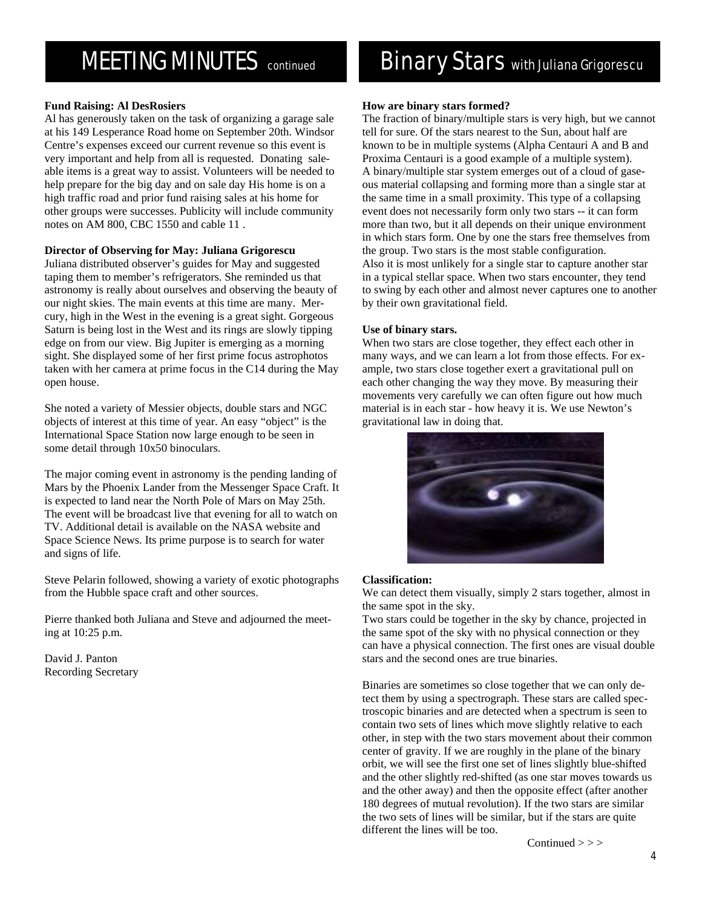# MEETING MINUTES *continued*

**Fund Raising: Al DesRosiers**

Al has generously taken on the task of organizing a garage sale at his 149 Lesperance Road home on September 20th. Windsor Centre's expenses exceed our current revenue so this event is very important and help from all is requested. Donating saleable items is a great way to assist. Volunteers will be needed to help prepare for the big day and on sale day His home is on a high traffic road and prior fund raising sales at his home for other groups were successes. Publicity will include community notes on AM 800, CBC 1550 and cable 11 .

**Director of Observing for May: Juliana Grigorescu**

Juliana distributed observer's guides for May and suggested taping them to member's refrigerators. She reminded us that astronomy is really about ourselves and observing the beauty of our night skies. The main events at this time are many. Mercury, high in the West in the evening is a great sight. Gorgeous Saturn is being lost in the West and its rings are slowly tipping edge on from our view. Big Jupiter is emerging as a morning sight. She displayed some of her first prime focus astrophotos taken with her camera at prime focus in the C14 during the May open house.

She noted a variety of Messier objects, double stars and NGC objects of interest at this time of year. An easy "object" is the International Space Station now large enough to be seen in some detail through 10x50 binoculars.

The major coming event in astronomy is the pending landing of Mars by the Phoenix Lander from the Messenger Space Craft. It is expected to land near the North Pole of Mars on May 25th. The event will be broadcast live that evening for all to watch on TV. Additional detail is available on the NASA website and Space Science News. Its prime purpose is to search for water and signs of life.

Steve Pelarin followed, showing a variety of exotic photographs from the Hubble space craft and other sources.

Pierre thanked both Juliana and Steve and adjourned the meeting at 10:25 p.m.

David J. Panton
Recording Secretary

# Binary Stars *with Juliana Grigorescu*

**How are binary stars formed?**

The fraction of binary/multiple stars is very high, but we cannot tell for sure. Of the stars nearest to the Sun, about half are known to be in multiple systems (Alpha Centauri A and B and Proxima Centauri is a good example of a multiple system).
A binary/multiple star system emerges out of a cloud of gaseous material collapsing and forming more than a single star at the same time in a small proximity. This type of a collapsing event does not necessarily form only two stars -- it can form more than two, but it all depends on their unique environment in which stars form. One by one the stars free themselves from the group. Two stars is the most stable configuration.
Also it is most unlikely for a single star to capture another star in a typical stellar space. When two stars encounter, they tend to swing by each other and almost never captures one to another by their own gravitational field.

**Use of binary stars.**

When two stars are close together, they effect each other in many ways, and we can learn a lot from those effects. For example, two stars close together exert a gravitational pull on each other changing the way they move. By measuring their movements very carefully we can often figure out how much material is in each star - how heavy it is. We use Newton's gravitational law in doing that.

**Classification:**

We can detect them visually, simply 2 stars together, almost in the same spot in the sky.
Two stars could be together in the sky by chance, projected in the same spot of the sky with no physical connection or they can have a physical connection. The first ones are visual double stars and the second ones are true binaries.

Binaries are sometimes so close together that we can only detect them by using a spectrograph. These stars are called spectroscopic binaries and are detected when a spectrum is seen to contain two sets of lines which move slightly relative to each other, in step with the two stars movement about their common center of gravity. If we are roughly in the plane of the binary orbit, we will see the first one set of lines slightly blue-shifted and the other slightly red-shifted (as one star moves towards us and the other away) and then the opposite effect (after another 180 degrees of mutual revolution). If the two stars are similar the two sets of lines will be similar, but if the stars are quite different the lines will be too.

Continued > > >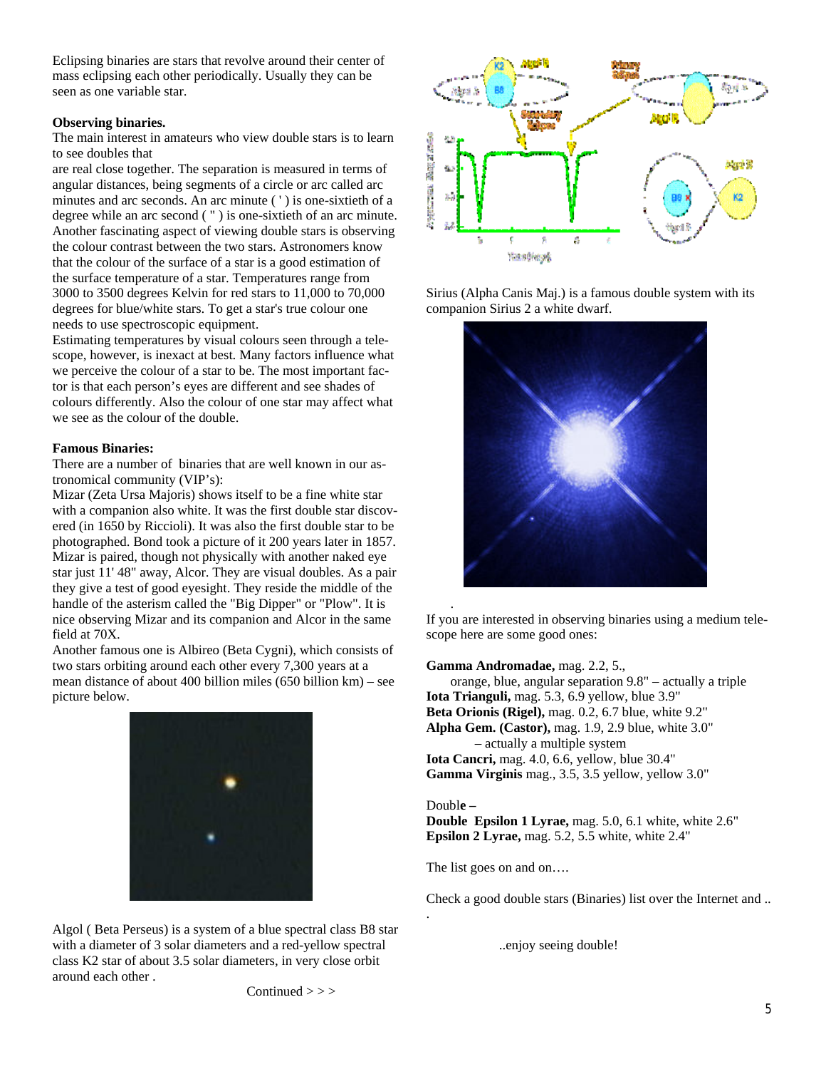Eclipsing binaries are stars that revolve around their center of mass eclipsing each other periodically. Usually they can be seen as one variable star.

**Observing binaries.**

The main interest in amateurs who view double stars is to learn to see doubles that are real close together. The separation is measured in terms of angular distances, being segments of a circle or arc called arc minutes and arc seconds. An arc minute ( ' ) is one-sixtieth of a degree while an arc second ( " ) is one-sixtieth of an arc minute. Another fascinating aspect of viewing double stars is observing the colour contrast between the two stars. Astronomers know that the colour of the surface of a star is a good estimation of the surface temperature of a star. Temperatures range from 3000 to 3500 degrees Kelvin for red stars to 11,000 to 70,000 degrees for blue/white stars. To get a star's true colour one needs to use spectroscopic equipment.

Estimating temperatures by visual colours seen through a telescope, however, is inexact at best. Many factors influence what we perceive the colour of a star to be. The most important factor is that each person's eyes are different and see shades of colours differently. Also the colour of one star may affect what we see as the colour of the double.

**Famous Binaries:**

There are a number of binaries that are well known in our astronomical community (VIP's):

Mizar (Zeta Ursa Majoris) shows itself to be a fine white star with a companion also white. It was the first double star discovered (in 1650 by Riccioli). It was also the first double star to be photographed. Bond took a picture of it 200 years later in 1857. Mizar is paired, though not physically with another naked eye star just 11' 48" away, Alcor. They are visual doubles. As a pair they give a test of good eyesight. They reside the middle of the handle of the asterism called the "Big Dipper" or "Plow". It is nice observing Mizar and its companion and Alcor in the same field at 70X.

Another famous one is Albireo (Beta Cygni), which consists of two stars orbiting around each other every 7,300 years at a mean distance of about 400 billion miles (650 billion km) – see picture below.

Algol ( Beta Perseus) is a system of a blue spectral class B8 star with a diameter of 3 solar diameters and a red-yellow spectral class K2 star of about 3.5 solar diameters, in very close orbit around each other .

Continued > > >

Sirius (Alpha Canis Maj.) is a famous double system with its companion Sirius 2 a white dwarf.

If you are interested in observing binaries using a medium telescope here are some good ones:

**Gamma Andromadae,** mag. 2.2, 5., orange, blue, angular separation 9.8" – actually a triple
**Iota Trianguli,** mag. 5.3, 6.9 yellow, blue 3.9"
**Beta Orionis (Rigel),** mag. 0.2, 6.7 blue, white 9.2"
**Alpha Gem. (Castor),** mag. 1.9, 2.9 blue, white 3.0" – actually a multiple system
**Iota Cancri,** mag. 4.0, 6.6, yellow, blue 30.4"
**Gamma Virginis** mag., 3.5, 3.5 yellow, yellow 3.0"

Double **–**
**Double Epsilon 1 Lyrae,** mag. 5.0, 6.1 white, white 2.6"
**Epsilon 2 Lyrae,** mag. 5.2, 5.5 white, white 2.4"

The list goes on and on….

Check a good double stars (Binaries) list over the Internet and ...

..enjoy seeing double!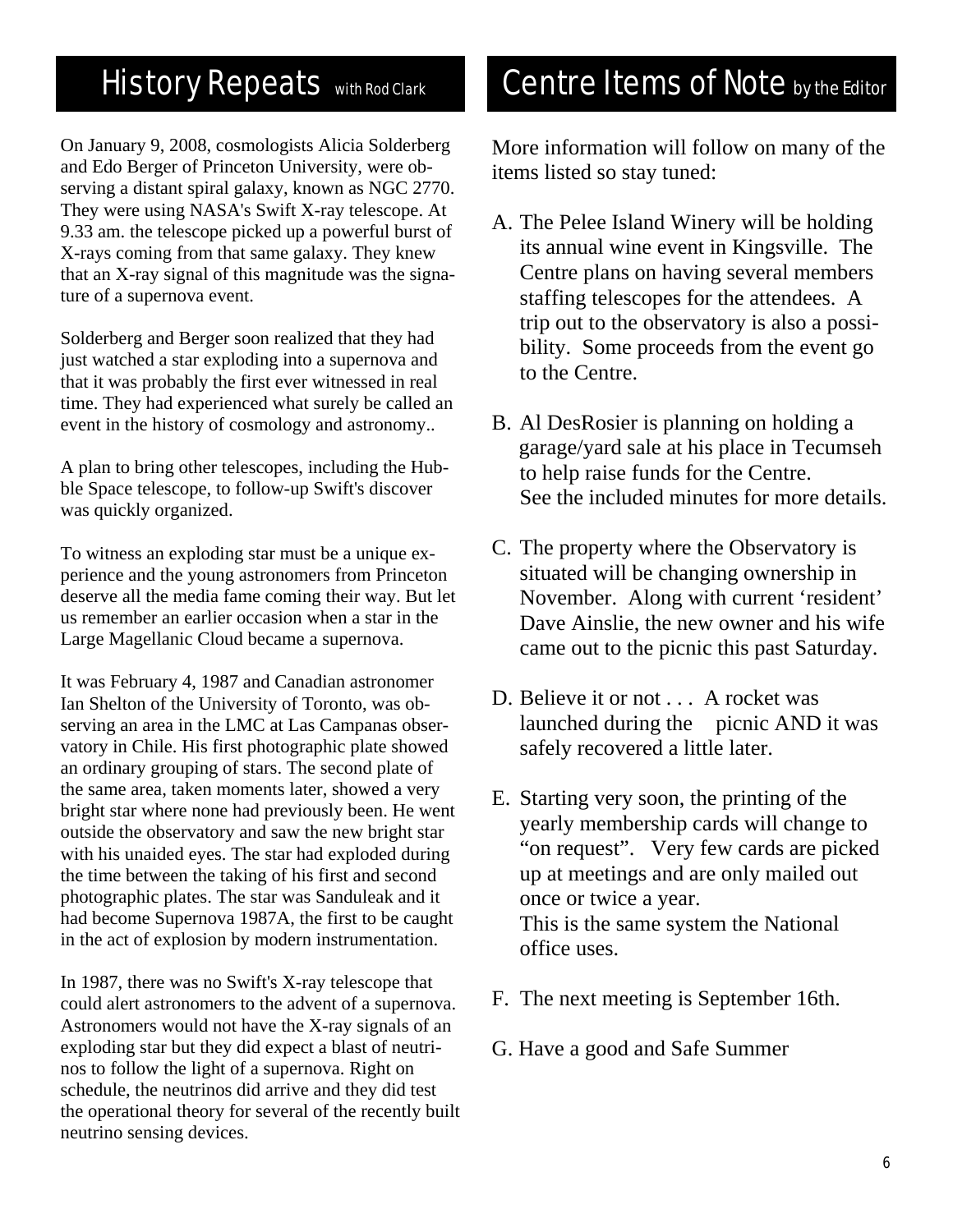## History Repeats *with Rod Clark*

On January 9, 2008, cosmologists Alicia Solderberg and Edo Berger of Princeton University, were observing a distant spiral galaxy, known as NGC 2770. They were using NASA's Swift X-ray telescope. At 9.33 am. the telescope picked up a powerful burst of X-rays coming from that same galaxy. They knew that an X-ray signal of this magnitude was the signature of a supernova event.

Solderberg and Berger soon realized that they had just watched a star exploding into a supernova and that it was probably the first ever witnessed in real time. They had experienced what surely be called an event in the history of cosmology and astronomy..

A plan to bring other telescopes, including the Hubble Space telescope, to follow-up Swift's discover was quickly organized.

To witness an exploding star must be a unique experience and the young astronomers from Princeton deserve all the media fame coming their way. But let us remember an earlier occasion when a star in the Large Magellanic Cloud became a supernova.

It was February 4, 1987 and Canadian astronomer Ian Shelton of the University of Toronto, was observing an area in the LMC at Las Campanas observatory in Chile. His first photographic plate showed an ordinary grouping of stars. The second plate of the same area, taken moments later, showed a very bright star where none had previously been. He went outside the observatory and saw the new bright star with his unaided eyes. The star had exploded during the time between the taking of his first and second photographic plates. The star was Sanduleak and it had become Supernova 1987A, the first to be caught in the act of explosion by modern instrumentation.

In 1987, there was no Swift's X-ray telescope that could alert astronomers to the advent of a supernova. Astronomers would not have the X-ray signals of an exploding star but they did expect a blast of neutrinos to follow the light of a supernova. Right on schedule, the neutrinos did arrive and they did test the operational theory for several of the recently built neutrino sensing devices.

## Centre Items of Note *by the Editor*

More information will follow on many of the items listed so stay tuned:

A. The Pelee Island Winery will be holding its annual wine event in Kingsville. The Centre plans on having several members staffing telescopes for the attendees. A trip out to the observatory is also a possibility. Some proceeds from the event go to the Centre.

B. Al DesRosier is planning on holding a garage/yard sale at his place in Tecumseh to help raise funds for the Centre. See the included minutes for more details.

C. The property where the Observatory is situated will be changing ownership in November. Along with current 'resident' Dave Ainslie, the new owner and his wife came out to the picnic this past Saturday.

D. Believe it or not . . . A rocket was launched during the picnic AND it was safely recovered a little later.

E. Starting very soon, the printing of the yearly membership cards will change to "on request". Very few cards are picked up at meetings and are only mailed out once or twice a year. This is the same system the National office uses.

F. The next meeting is September 16th.

G. Have a good and Safe Summer